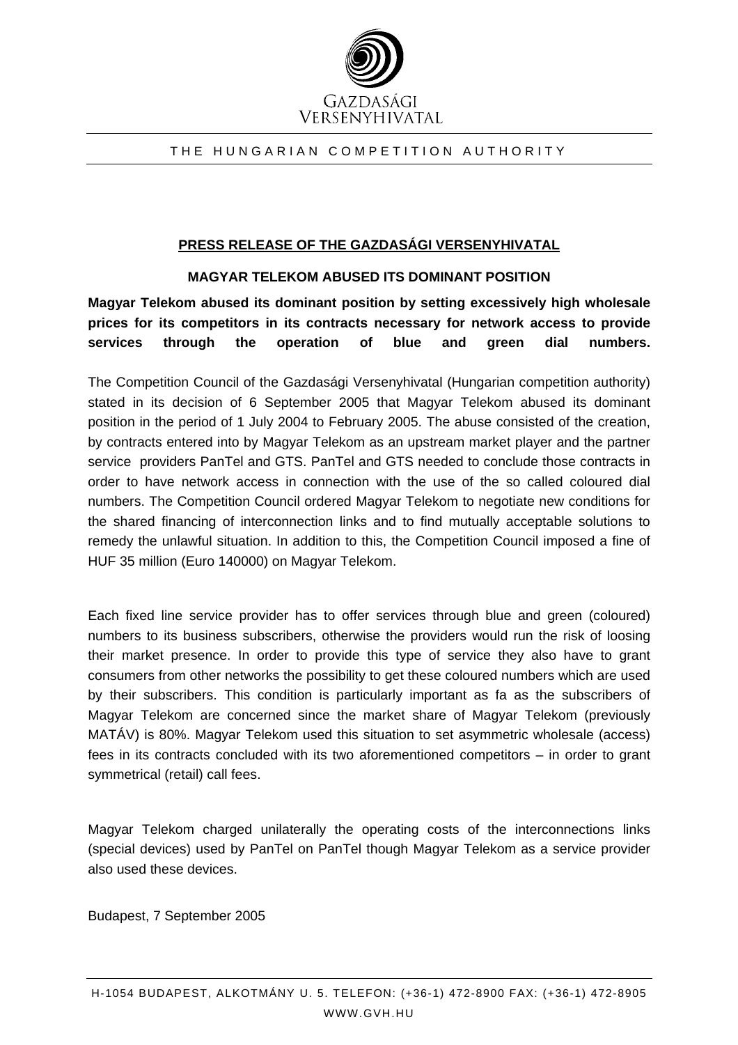GAZDASÁGI
VERSENYHIVATAL

THE HUNGARIAN COMPETITION AUTHORITY

**PRESS RELEASE OF THE GAZDASÁGI VERSENYHIVATAL**

**MAGYAR TELEKOM ABUSED ITS DOMINANT POSITION**

**Magyar Telekom abused its dominant position by setting excessively high wholesale prices for its competitors in its contracts necessary for network access to provide services through the operation of blue and green dial numbers.**

The Competition Council of the Gazdasági Versenyhivatal (Hungarian competition authority) stated in its decision of 6 September 2005 that Magyar Telekom abused its dominant position in the period of 1 July 2004 to February 2005. The abuse consisted of the creation, by contracts entered into by Magyar Telekom as an upstream market player and the partner service providers PanTel and GTS. PanTel and GTS needed to conclude those contracts in order to have network access in connection with the use of the so called coloured dial numbers. The Competition Council ordered Magyar Telekom to negotiate new conditions for the shared financing of interconnection links and to find mutually acceptable solutions to remedy the unlawful situation. In addition to this, the Competition Council imposed a fine of HUF 35 million (Euro 140000) on Magyar Telekom.

Each fixed line service provider has to offer services through blue and green (coloured) numbers to its business subscribers, otherwise the providers would run the risk of loosing their market presence. In order to provide this type of service they also have to grant consumers from other networks the possibility to get these coloured numbers which are used by their subscribers. This condition is particularly important as fa as the subscribers of Magyar Telekom are concerned since the market share of Magyar Telekom (previously MATÁV) is 80%. Magyar Telekom used this situation to set asymmetric wholesale (access) fees in its contracts concluded with its two aforementioned competitors – in order to grant symmetrical (retail) call fees.

Magyar Telekom charged unilaterally the operating costs of the interconnections links (special devices) used by PanTel on PanTel though Magyar Telekom as a service provider also used these devices.

Budapest, 7 September 2005

H-1054 BUDAPEST, ALKOTMÁNY U. 5. TELEFON: (+36-1) 472-8900 FAX: (+36-1) 472-8905
WWW.GVH.HU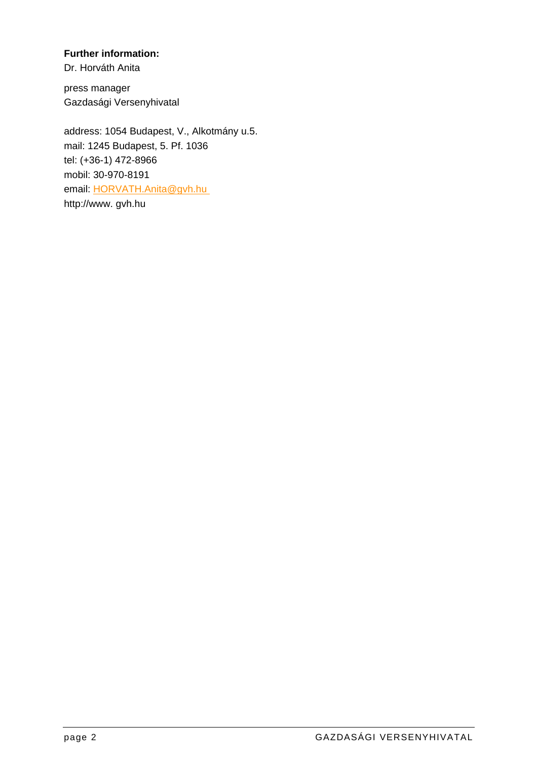**Further information:**
Dr. Horváth Anita

press manager
Gazdasági Versenyhivatal

address: 1054 Budapest, V., Alkotmány u.5.
mail: 1245 Budapest, 5. Pf. 1036
tel: (+36-1) 472-8966
mobil: 30-970-8191
email: HORVATH.Anita@gvh.hu
http://www. gvh.hu